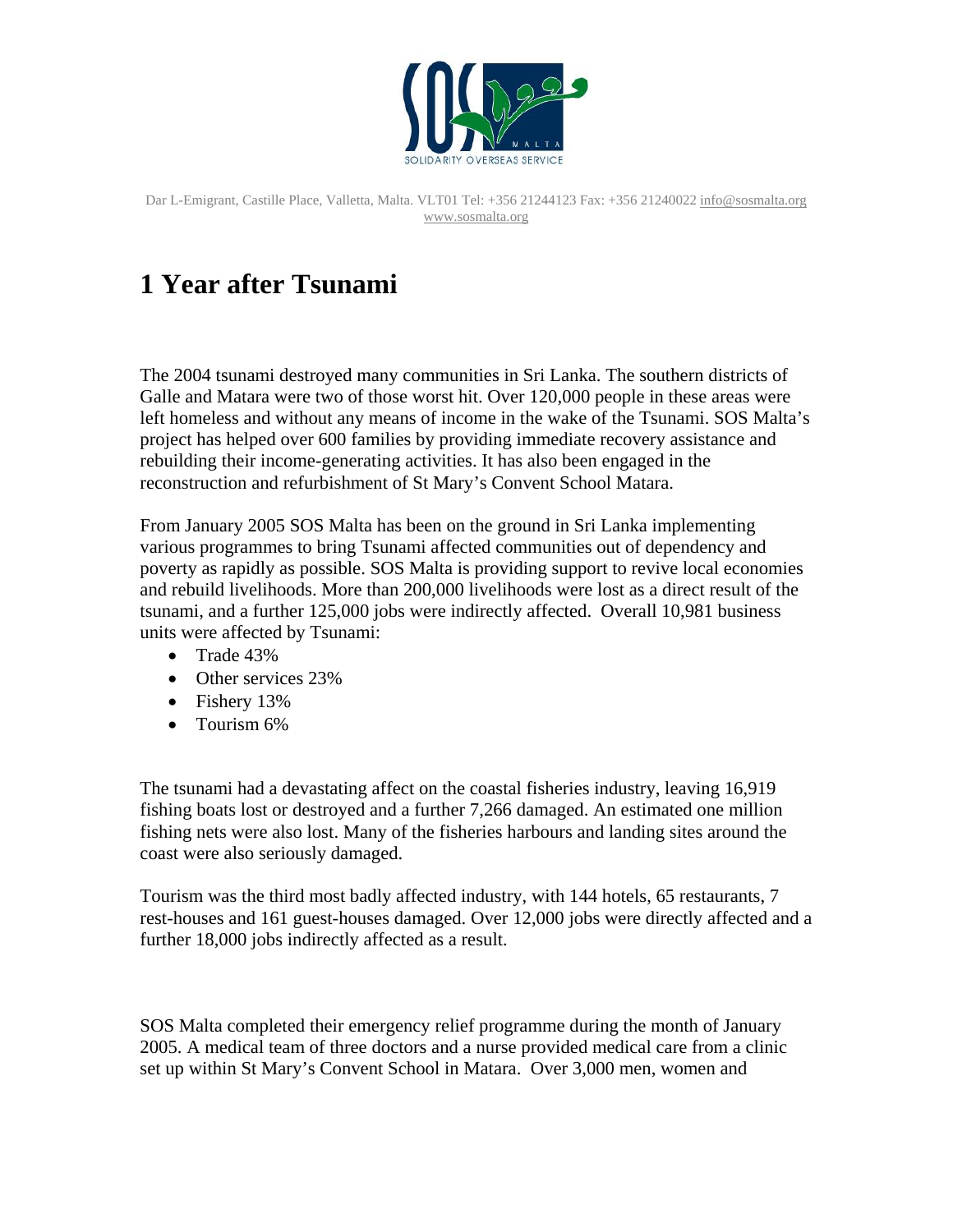Dar L-Emigrant, Castille Place, Valletta, Malta. VLT01 Tel: +356 21244123 Fax: +356 21240022 info@sosmalta.org www.sosmalta.org

# 1 Year after Tsunami

The 2004 tsunami destroyed many communities in Sri Lanka. The southern districts of Galle and Matara were two of those worst hit. Over 120,000 people in these areas were left homeless and without any means of income in the wake of the Tsunami. SOS Malta's project has helped over 600 families by providing immediate recovery assistance and rebuilding their income-generating activities. It has also been engaged in the reconstruction and refurbishment of St Mary's Convent School Matara.

From January 2005 SOS Malta has been on the ground in Sri Lanka implementing various programmes to bring Tsunami affected communities out of dependency and poverty as rapidly as possible. SOS Malta is providing support to revive local economies and rebuild livelihoods. More than 200,000 livelihoods were lost as a direct result of the tsunami, and a further 125,000 jobs were indirectly affected. Overall 10,981 business units were affected by Tsunami:

- Trade 43%
- Other services 23%
- Fishery 13%
- Tourism 6%

The tsunami had a devastating affect on the coastal fisheries industry, leaving 16,919 fishing boats lost or destroyed and a further 7,266 damaged. An estimated one million fishing nets were also lost. Many of the fisheries harbours and landing sites around the coast were also seriously damaged.

Tourism was the third most badly affected industry, with 144 hotels, 65 restaurants, 7 rest-houses and 161 guest-houses damaged. Over 12,000 jobs were directly affected and a further 18,000 jobs indirectly affected as a result.

SOS Malta completed their emergency relief programme during the month of January 2005. A medical team of three doctors and a nurse provided medical care from a clinic set up within St Mary's Convent School in Matara. Over 3,000 men, women and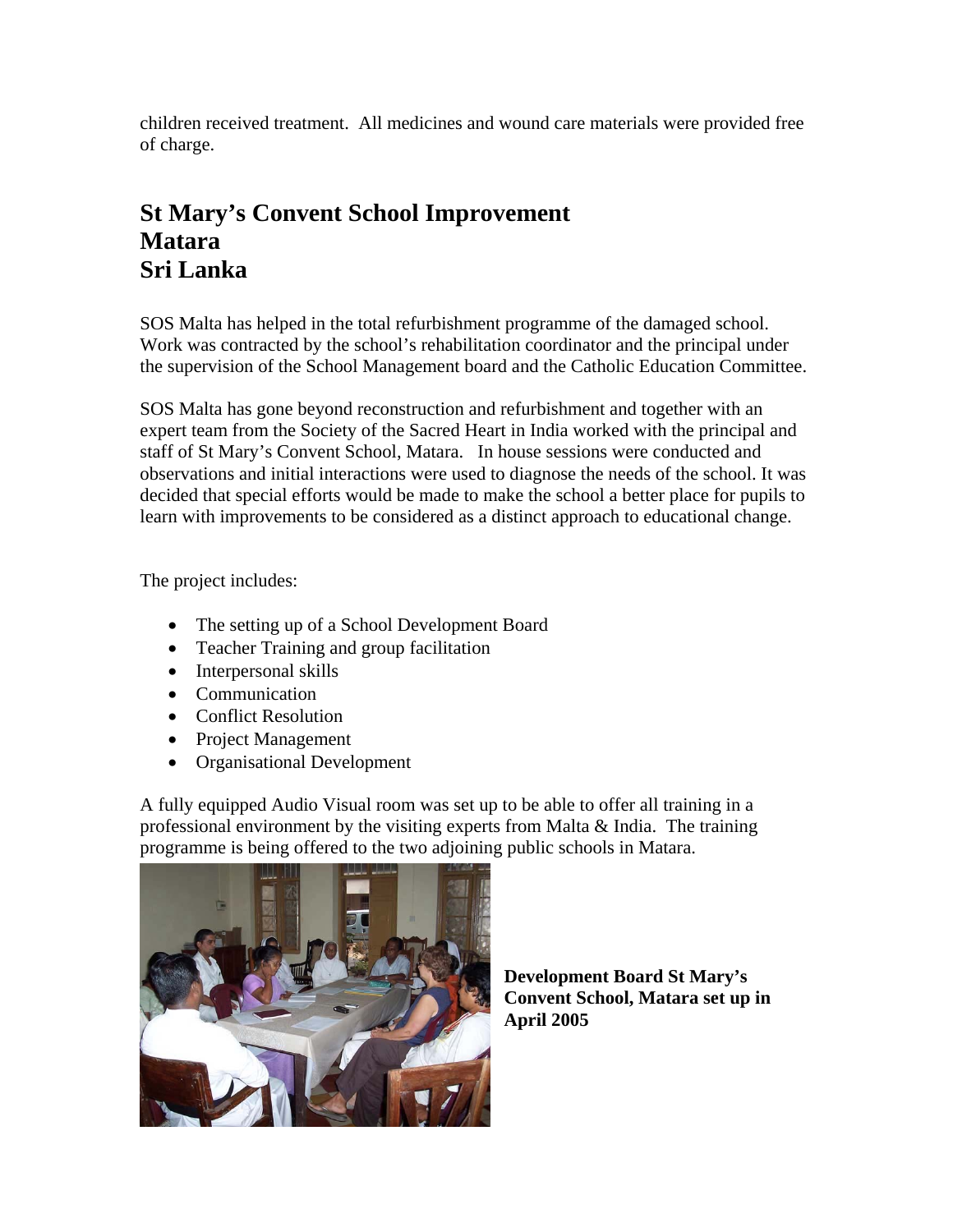children received treatment. All medicines and wound care materials were provided free of charge.

## St Mary's Convent School Improvement
## Matara
## Sri Lanka

SOS Malta has helped in the total refurbishment programme of the damaged school. Work was contracted by the school's rehabilitation coordinator and the principal under the supervision of the School Management board and the Catholic Education Committee.

SOS Malta has gone beyond reconstruction and refurbishment and together with an expert team from the Society of the Sacred Heart in India worked with the principal and staff of St Mary's Convent School, Matara. In house sessions were conducted and observations and initial interactions were used to diagnose the needs of the school. It was decided that special efforts would be made to make the school a better place for pupils to learn with improvements to be considered as a distinct approach to educational change.

The project includes:

- The setting up of a School Development Board
- Teacher Training and group facilitation
- Interpersonal skills
- Communication
- Conflict Resolution
- Project Management
- Organisational Development

A fully equipped Audio Visual room was set up to be able to offer all training in a professional environment by the visiting experts from Malta & India. The training programme is being offered to the two adjoining public schools in Matara.

**Development Board St Mary's Convent School, Matara set up in April 2005**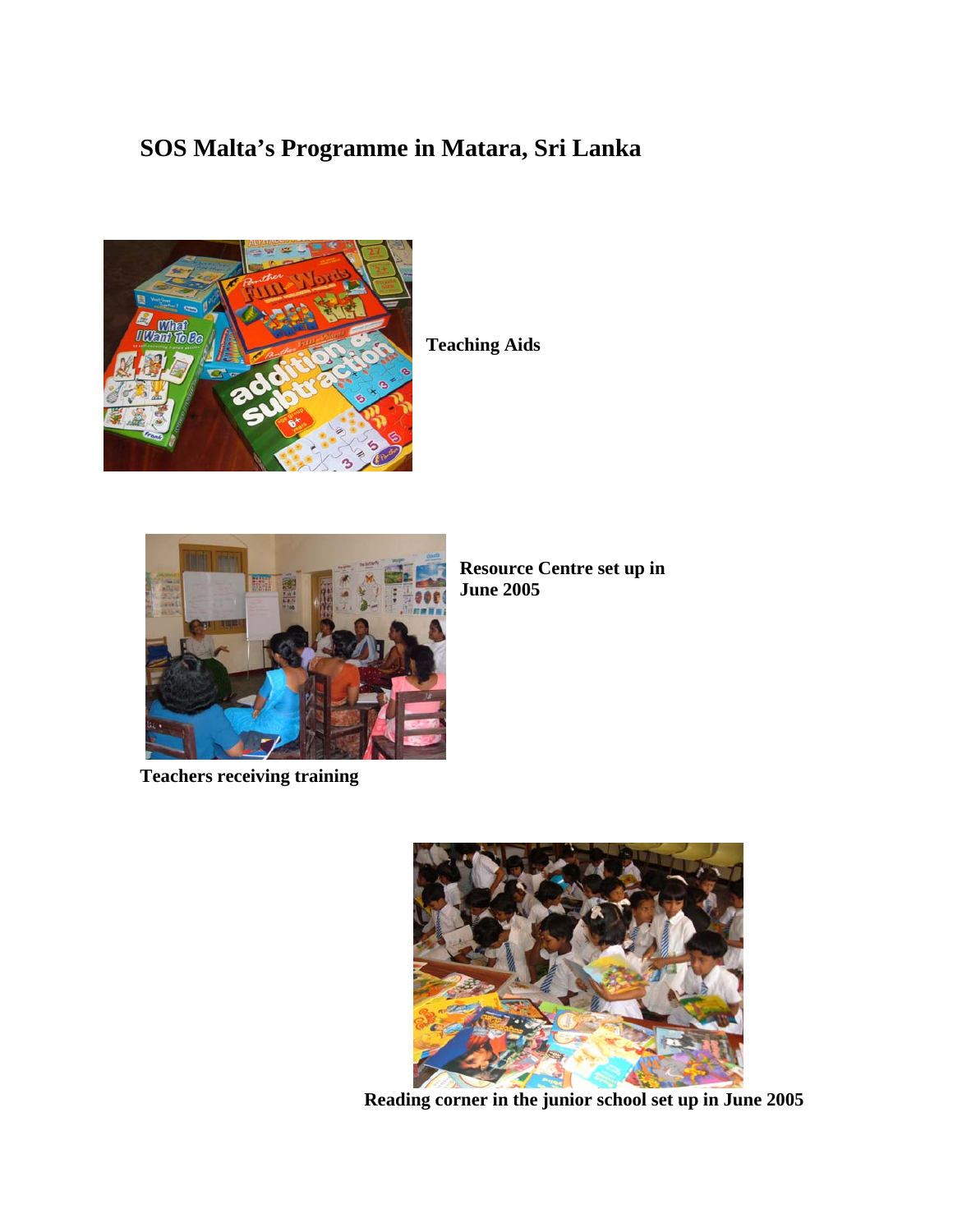# SOS Malta's Programme in Matara, Sri Lanka

**Teaching Aids**

**Resource Centre set up in June 2005**

**Teachers receiving training**

**Reading corner in the junior school set up in June 2005**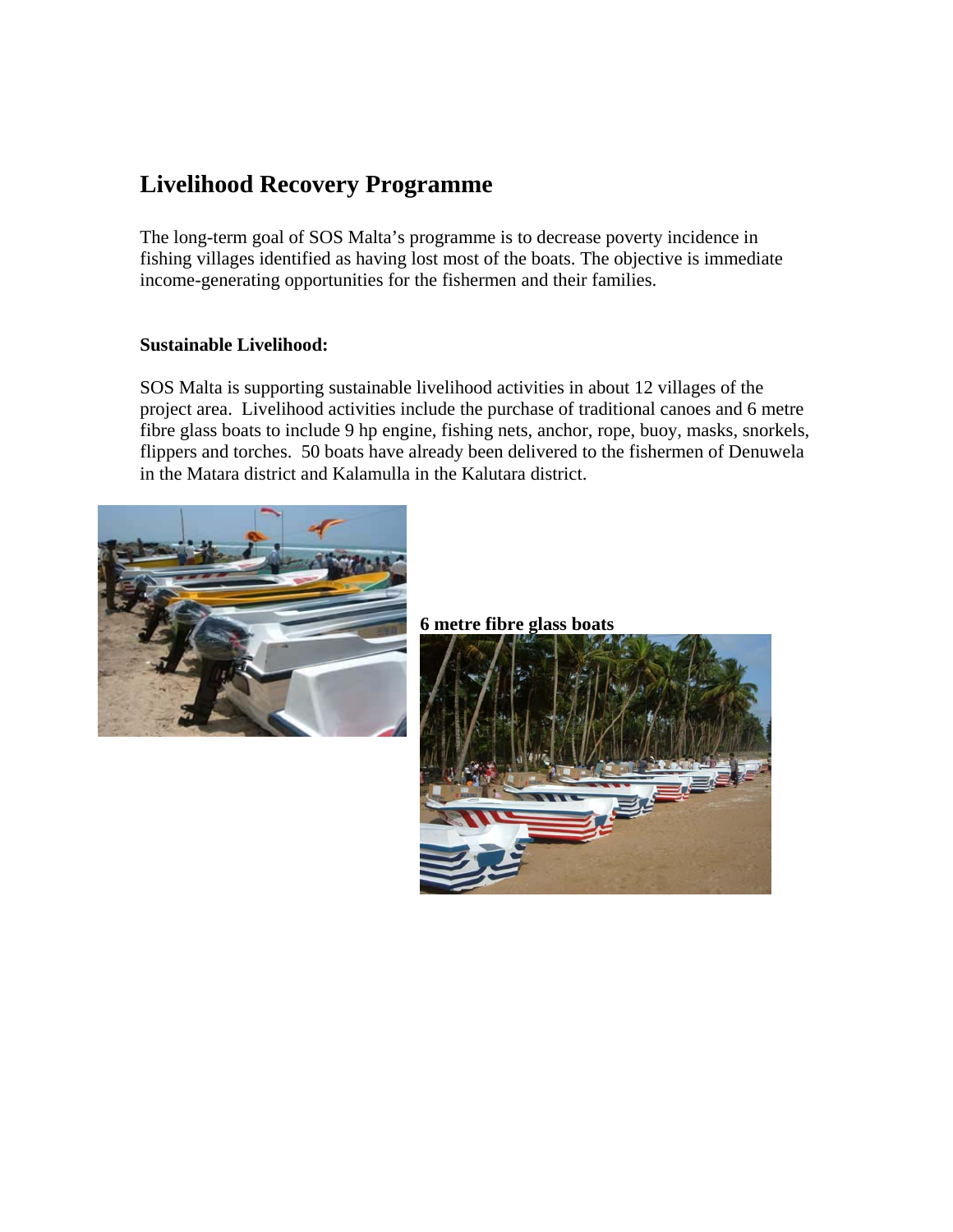# Livelihood Recovery Programme

The long-term goal of SOS Malta's programme is to decrease poverty incidence in fishing villages identified as having lost most of the boats. The objective is immediate income-generating opportunities for the fishermen and their families.

**Sustainable Livelihood:**

SOS Malta is supporting sustainable livelihood activities in about 12 villages of the project area. Livelihood activities include the purchase of traditional canoes and 6 metre fibre glass boats to include 9 hp engine, fishing nets, anchor, rope, buoy, masks, snorkels, flippers and torches. 50 boats have already been delivered to the fishermen of Denuwela in the Matara district and Kalamulla in the Kalutara district.

**6 metre fibre glass boats**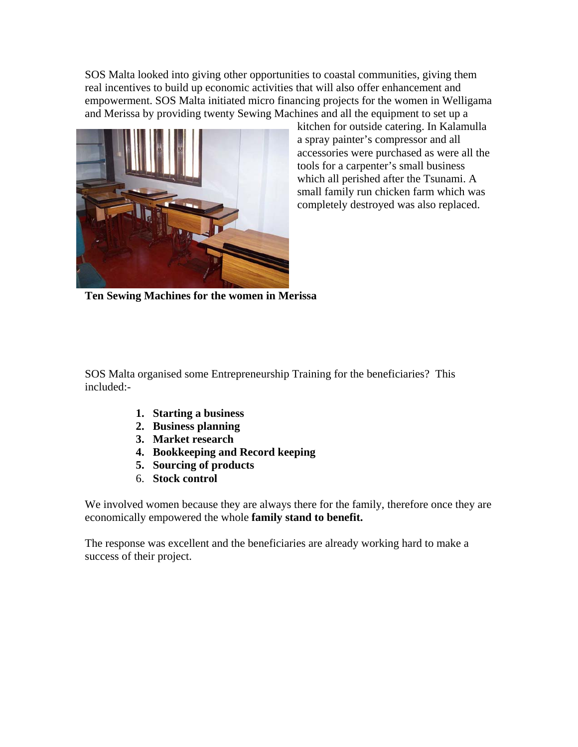SOS Malta looked into giving other opportunities to coastal communities, giving them real incentives to build up economic activities that will also offer enhancement and empowerment. SOS Malta initiated micro financing projects for the women in Welligama and Merissa by providing twenty Sewing Machines and all the equipment to set up a kitchen for outside catering. In Kalamulla a spray painter's compressor and all accessories were purchased as were all the tools for a carpenter's small business which all perished after the Tsunami. A small family run chicken farm which was completely destroyed was also replaced.

**Ten Sewing Machines for the women in Merissa**

SOS Malta organised some Entrepreneurship Training for the beneficiaries? This included:-

1. **Starting a business**
2. **Business planning**
3. **Market research**
4. **Bookkeeping and Record keeping**
5. **Sourcing of products**
6. **Stock control**

We involved women because they are always there for the family, therefore once they are economically empowered the whole **family stand to benefit.**

The response was excellent and the beneficiaries are already working hard to make a success of their project.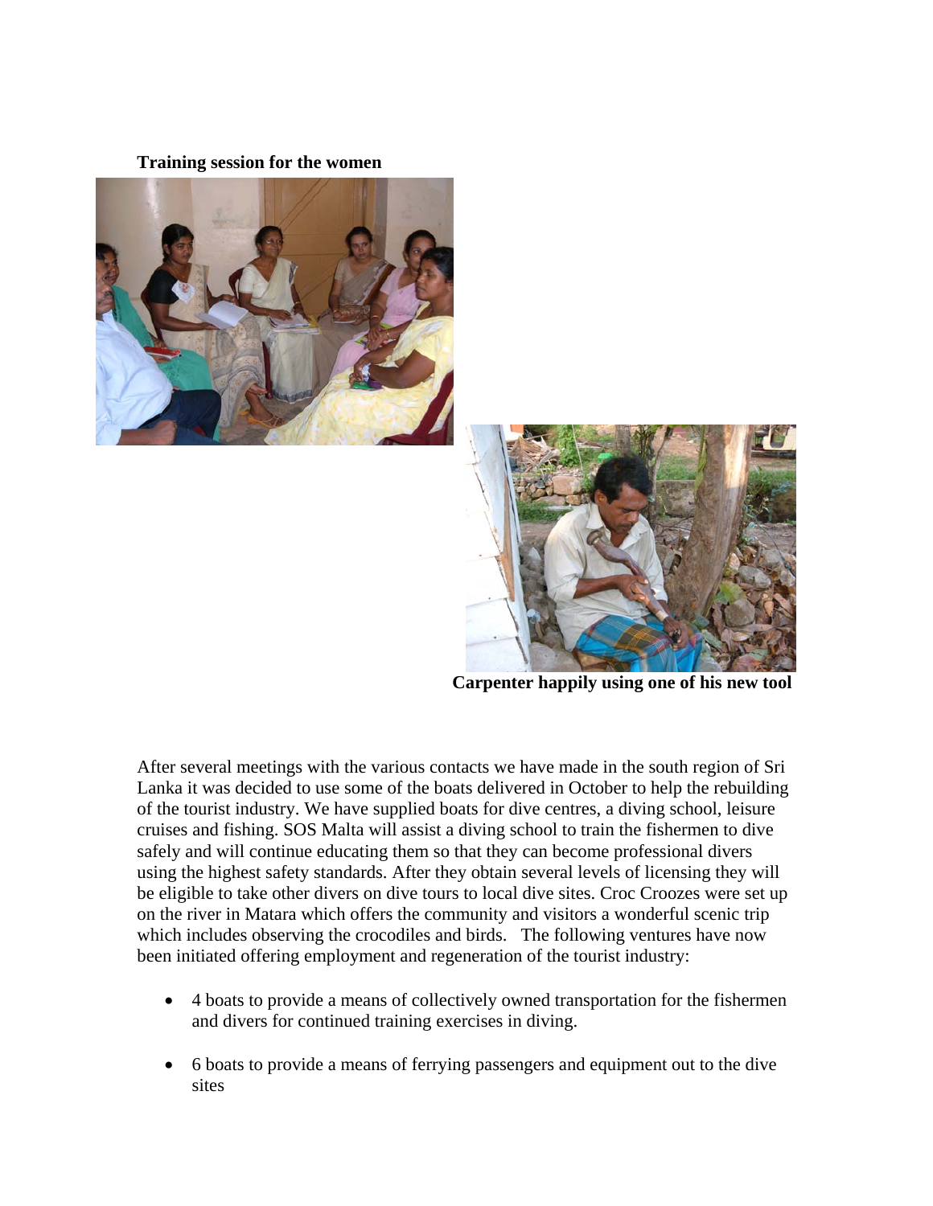**Training session for the women**

**Carpenter happily using one of his new tool**

After several meetings with the various contacts we have made in the south region of Sri Lanka it was decided to use some of the boats delivered in October to help the rebuilding of the tourist industry. We have supplied boats for dive centres, a diving school, leisure cruises and fishing. SOS Malta will assist a diving school to train the fishermen to dive safely and will continue educating them so that they can become professional divers using the highest safety standards. After they obtain several levels of licensing they will be eligible to take other divers on dive tours to local dive sites. Croc Croozes were set up on the river in Matara which offers the community and visitors a wonderful scenic trip which includes observing the crocodiles and birds. The following ventures have now been initiated offering employment and regeneration of the tourist industry:

- 4 boats to provide a means of collectively owned transportation for the fishermen and divers for continued training exercises in diving.
- 6 boats to provide a means of ferrying passengers and equipment out to the dive sites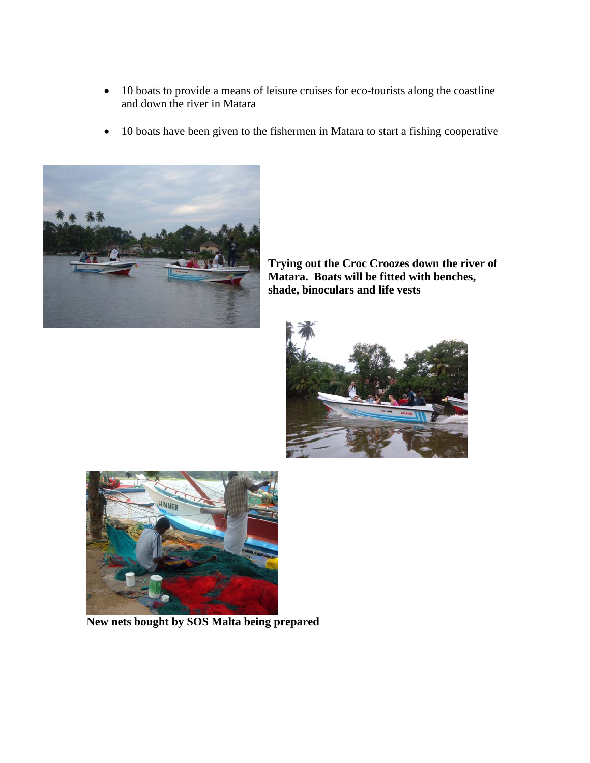- 10 boats to provide a means of leisure cruises for eco-tourists along the coastline and down the river in Matara

- 10 boats have been given to the fishermen in Matara to start a fishing cooperative

**Trying out the Croc Croozes down the river of Matara. Boats will be fitted with benches, shade, binoculars and life vests**

**New nets bought by SOS Malta being prepared**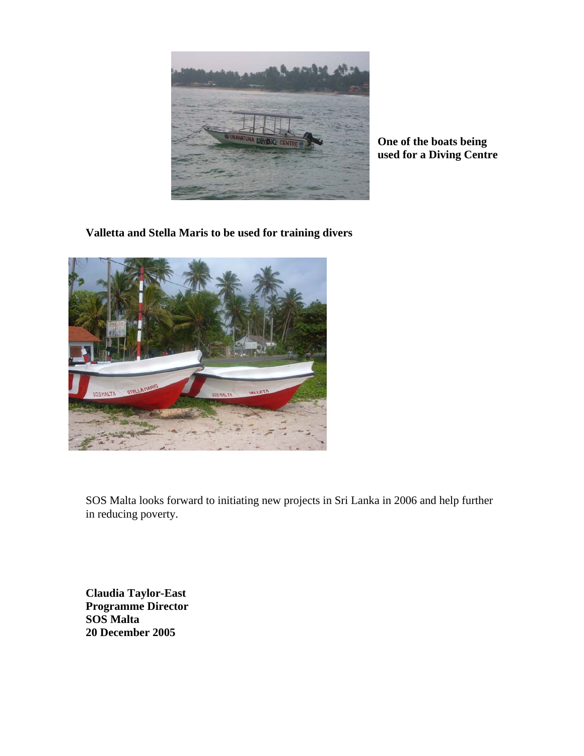**One of the boats being used for a Diving Centre**

**Valletta and Stella Maris to be used for training divers**

SOS Malta looks forward to initiating new projects in Sri Lanka in 2006 and help further in reducing poverty.

**Claudia Taylor-East**
**Programme Director**
**SOS Malta**
**20 December 2005**